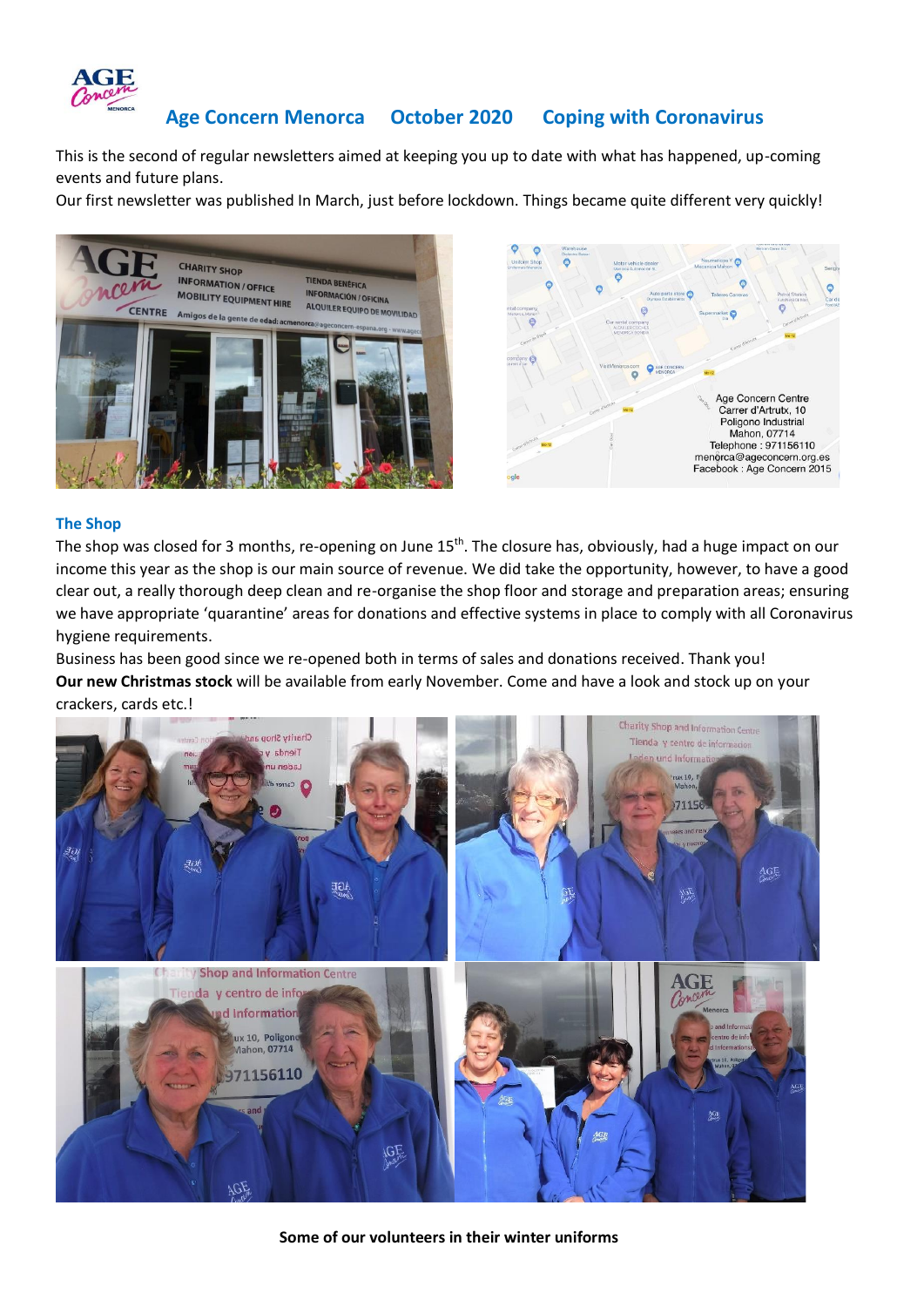# Age Concern Menorca October 2020 Coping with Coronavirus

This is the second of regular newsletters aimed at keeping you up to date with what has happened, up-coming events and future plans.

Our first newsletter was published In March, just before lockdown. Things became quite different very quickly!

Age Concern Centre
Carrer d'Artrutx, 10
Poligono Industrial
Mahon, 07714
Telephone : 971156110
menorca@ageconcern.org.es
Facebook : Age Concern 2015

## The Shop

The shop was closed for 3 months, re-opening on June 15th. The closure has, obviously, had a huge impact on our income this year as the shop is our main source of revenue. We did take the opportunity, however, to have a good clear out, a really thorough deep clean and re-organise the shop floor and storage and preparation areas; ensuring we have appropriate 'quarantine' areas for donations and effective systems in place to comply with all Coronavirus hygiene requirements.

Business has been good since we re-opened both in terms of sales and donations received. Thank you!

**Our new Christmas stock** will be available from early November. Come and have a look and stock up on your crackers, cards etc.!

**Some of our volunteers in their winter uniforms**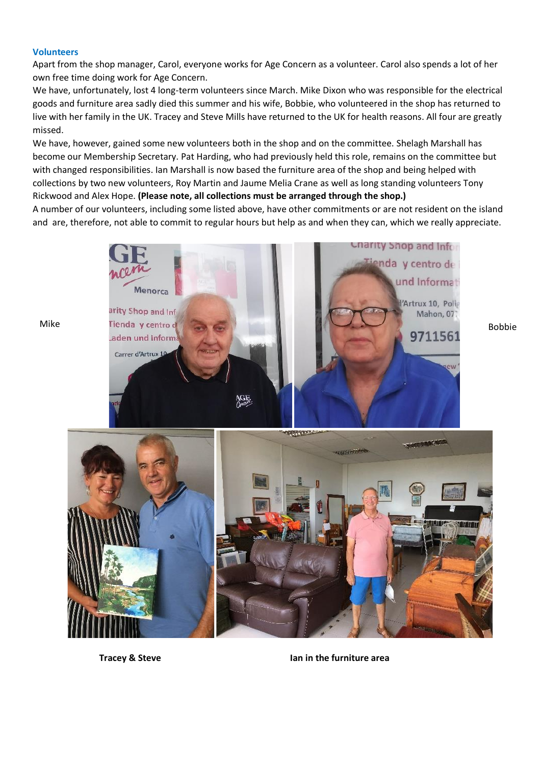### Volunteers

Apart from the shop manager, Carol, everyone works for Age Concern as a volunteer. Carol also spends a lot of her own free time doing work for Age Concern.

We have, unfortunately, lost 4 long-term volunteers since March. Mike Dixon who was responsible for the electrical goods and furniture area sadly died this summer and his wife, Bobbie, who volunteered in the shop has returned to live with her family in the UK. Tracey and Steve Mills have returned to the UK for health reasons. All four are greatly missed.

We have, however, gained some new volunteers both in the shop and on the committee. Shelagh Marshall has become our Membership Secretary. Pat Harding, who had previously held this role, remains on the committee but with changed responsibilities. Ian Marshall is now based the furniture area of the shop and being helped with collections by two new volunteers, Roy Martin and Jaume Melia Crane as well as long standing volunteers Tony Rickwood and Alex Hope. **(Please note, all collections must be arranged through the shop.)**

A number of our volunteers, including some listed above, have other commitments or are not resident on the island and are, therefore, not able to commit to regular hours but help as and when they can, which we really appreciate.

Mike

Bobbie

**Tracey & Steve**

**Ian in the furniture area**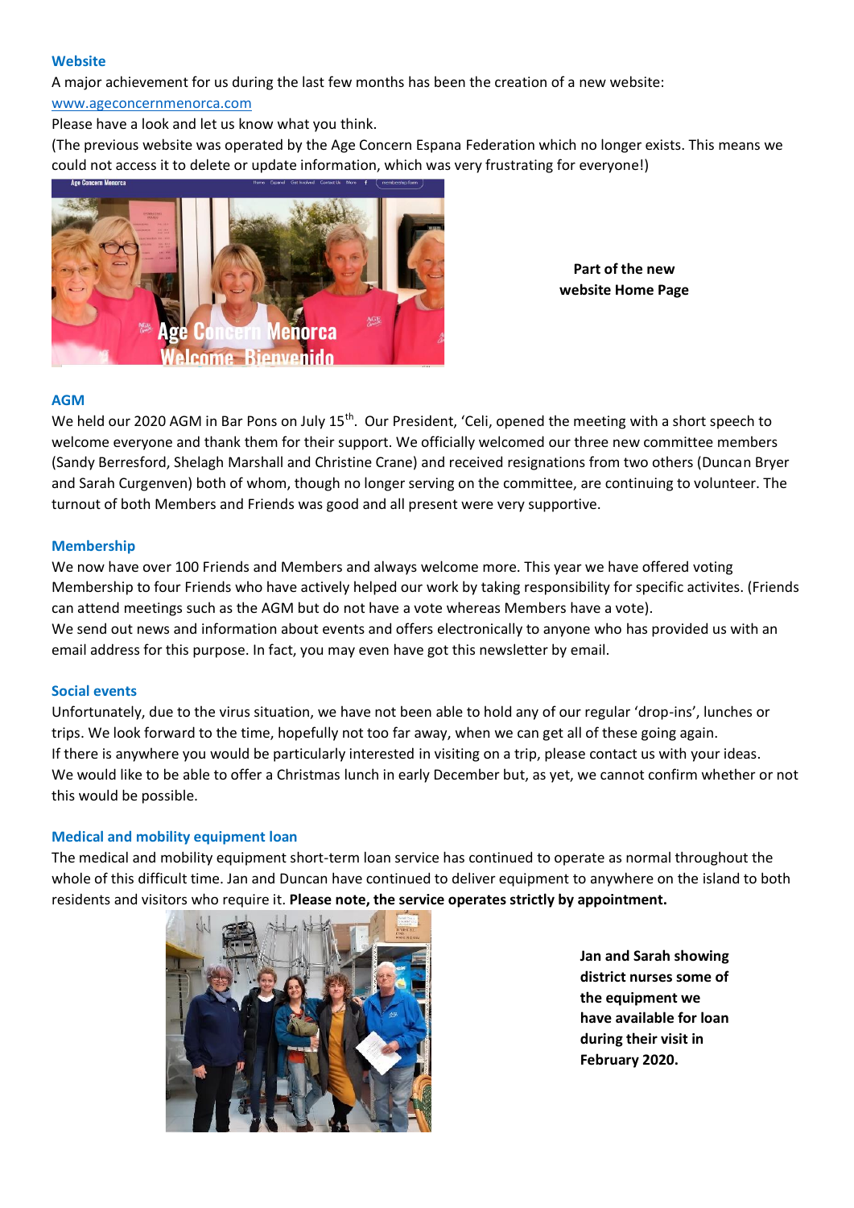## Website

A major achievement for us during the last few months has been the creation of a new website: www.ageconcernmenorca.com

Please have a look and let us know what you think.

(The previous website was operated by the Age Concern Espana Federation which no longer exists. This means we could not access it to delete or update information, which was very frustrating for everyone!)

**Part of the new website Home Page**

## AGM

We held our 2020 AGM in Bar Pons on July 15th. Our President, 'Celi, opened the meeting with a short speech to welcome everyone and thank them for their support. We officially welcomed our three new committee members (Sandy Berresford, Shelagh Marshall and Christine Crane) and received resignations from two others (Duncan Bryer and Sarah Curgenven) both of whom, though no longer serving on the committee, are continuing to volunteer. The turnout of both Members and Friends was good and all present were very supportive.

## Membership

We now have over 100 Friends and Members and always welcome more. This year we have offered voting Membership to four Friends who have actively helped our work by taking responsibility for specific activites. (Friends can attend meetings such as the AGM but do not have a vote whereas Members have a vote).

We send out news and information about events and offers electronically to anyone who has provided us with an email address for this purpose. In fact, you may even have got this newsletter by email.

## Social events

Unfortunately, due to the virus situation, we have not been able to hold any of our regular 'drop-ins', lunches or trips. We look forward to the time, hopefully not too far away, when we can get all of these going again.

If there is anywhere you would be particularly interested in visiting on a trip, please contact us with your ideas.

We would like to be able to offer a Christmas lunch in early December but, as yet, we cannot confirm whether or not this would be possible.

## Medical and mobility equipment loan

The medical and mobility equipment short-term loan service has continued to operate as normal throughout the whole of this difficult time. Jan and Duncan have continued to deliver equipment to anywhere on the island to both residents and visitors who require it. **Please note, the service operates strictly by appointment.**

**Jan and Sarah showing district nurses some of the equipment we have available for loan during their visit in February 2020.**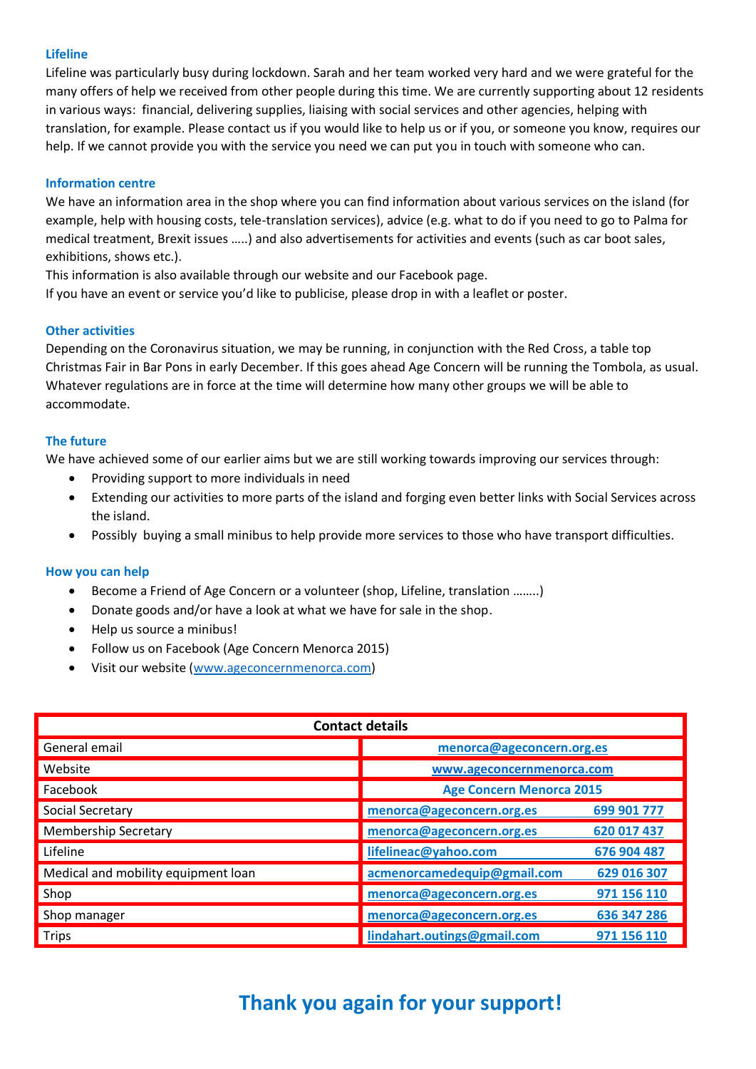### Lifeline

Lifeline was particularly busy during lockdown. Sarah and her team worked very hard and we were grateful for the many offers of help we received from other people during this time. We are currently supporting about 12 residents in various ways: financial, delivering supplies, liaising with social services and other agencies, helping with translation, for example. Please contact us if you would like to help us or if you, or someone you know, requires our help. If we cannot provide you with the service you need we can put you in touch with someone who can.

### Information centre

We have an information area in the shop where you can find information about various services on the island (for example, help with housing costs, tele-translation services), advice (e.g. what to do if you need to go to Palma for medical treatment, Brexit issues …..) and also advertisements for activities and events (such as car boot sales, exhibitions, shows etc.).

This information is also available through our website and our Facebook page.

If you have an event or service you'd like to publicise, please drop in with a leaflet or poster.

### Other activities

Depending on the Coronavirus situation, we may be running, in conjunction with the Red Cross, a table top Christmas Fair in Bar Pons in early December. If this goes ahead Age Concern will be running the Tombola, as usual. Whatever regulations are in force at the time will determine how many other groups we will be able to accommodate.

### The future

We have achieved some of our earlier aims but we are still working towards improving our services through:

- Providing support to more individuals in need
- Extending our activities to more parts of the island and forging even better links with Social Services across the island.
- Possibly buying a small minibus to help provide more services to those who have transport difficulties.

### How you can help

- Become a Friend of Age Concern or a volunteer (shop, Lifeline, translation ……..)
- Donate goods and/or have a look at what we have for sale in the shop.
- Help us source a minibus!
- Follow us on Facebook (Age Concern Menorca 2015)
- Visit our website (www.ageconcernmenorca.com)

| Contact details | | |
|---|---|---|
| General email | menorca@ageconcern.org.es | |
| Website | www.ageconcernmenorca.com | |
| Facebook | Age Concern Menorca 2015 | |
| Social Secretary | menorca@ageconcern.org.es | 699 901 777 |
| Membership Secretary | menorca@ageconcern.org.es | 620 017 437 |
| Lifeline | lifelineac@yahoo.com | 676 904 487 |
| Medical and mobility equipment loan | acmenorcamedequip@gmail.com | 629 016 307 |
| Shop | menorca@ageconcern.org.es | 971 156 110 |
| Shop manager | menorca@ageconcern.org.es | 636 347 286 |
| Trips | lindahart.outings@gmail.com | 971 156 110 |

## Thank you again for your support!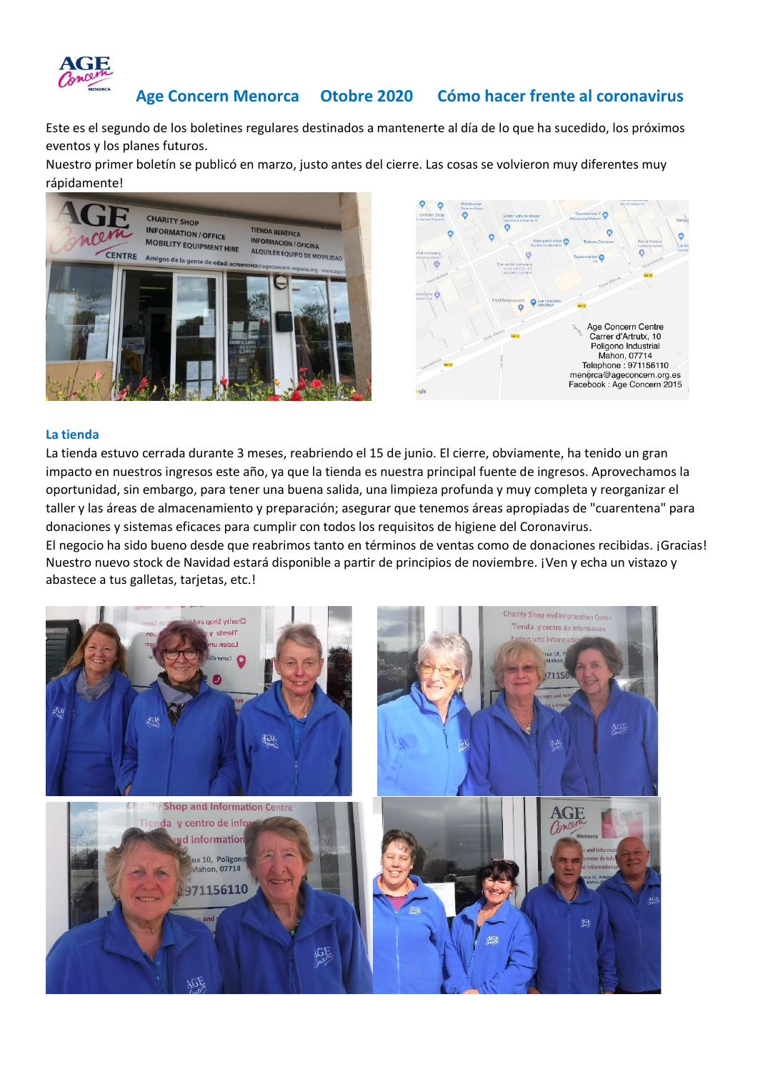# Age Concern Menorca  Otobre 2020  Cómo hacer frente al coronavirus

Este es el segundo de los boletines regulares destinados a mantenerte al día de lo que ha sucedido, los próximos eventos y los planes futuros.

Nuestro primer boletín se publicó en marzo, justo antes del cierre. Las cosas se volvieron muy diferentes muy rápidamente!

Age Concern Centre
Carrer d'Artrutx, 10
Poligono Industrial
Mahon, 07714
Telephone : 971156110
menorca@ageconcern.org.es
Facebook : Age Concern 2015

## La tienda

La tienda estuvo cerrada durante 3 meses, reabriendo el 15 de junio. El cierre, obviamente, ha tenido un gran impacto en nuestros ingresos este año, ya que la tienda es nuestra principal fuente de ingresos. Aprovechamos la oportunidad, sin embargo, para tener una buena salida, una limpieza profunda y muy completa y reorganizar el taller y las áreas de almacenamiento y preparación; asegurar que tenemos áreas apropiadas de "cuarentena" para donaciones y sistemas eficaces para cumplir con todos los requisitos de higiene del Coronavirus.

El negocio ha sido bueno desde que reabrimos tanto en términos de ventas como de donaciones recibidas. ¡Gracias! Nuestro nuevo stock de Navidad estará disponible a partir de principios de noviembre. ¡Ven y echa un vistazo y abastece a tus galletas, tarjetas, etc.!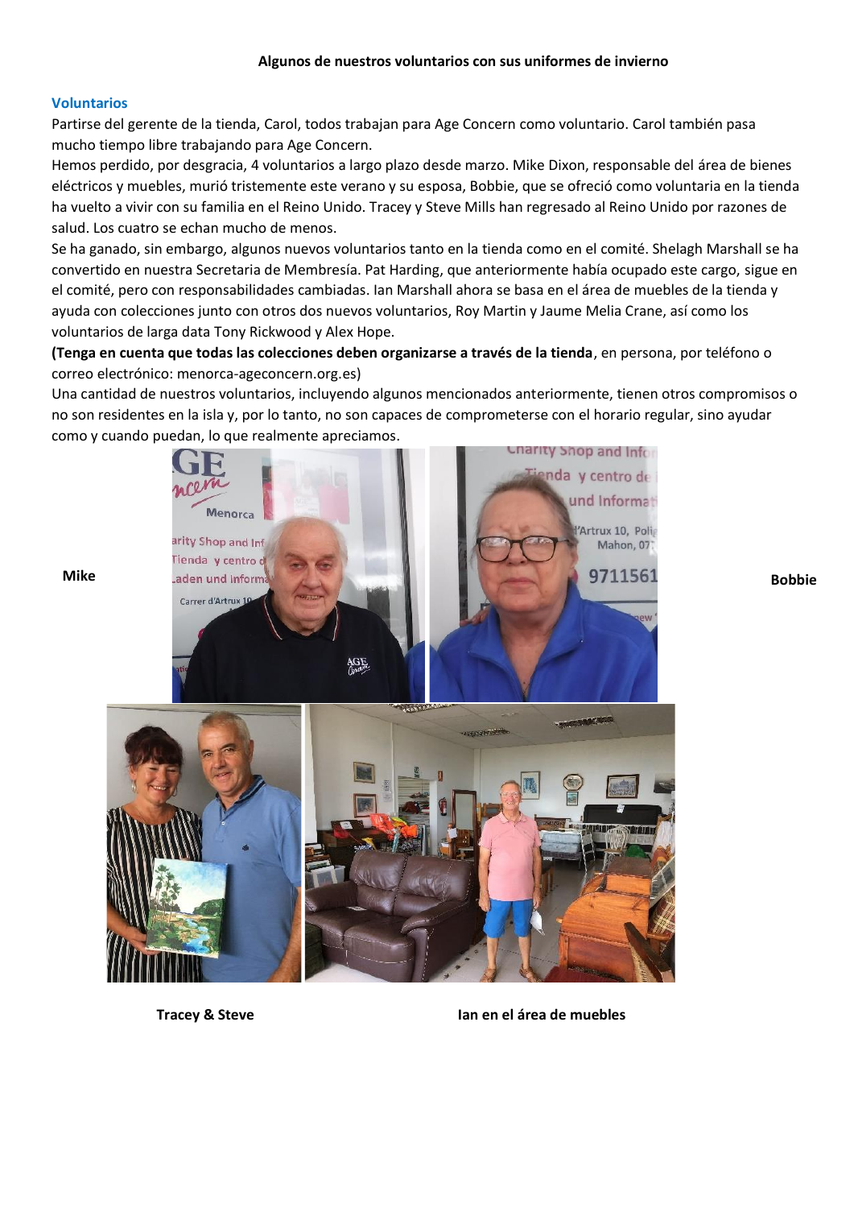**Algunos de nuestros voluntarios con sus uniformes de invierno**

## Voluntarios

Partirse del gerente de la tienda, Carol, todos trabajan para Age Concern como voluntario. Carol también pasa mucho tiempo libre trabajando para Age Concern.

Hemos perdido, por desgracia, 4 voluntarios a largo plazo desde marzo. Mike Dixon, responsable del área de bienes eléctricos y muebles, murió tristemente este verano y su esposa, Bobbie, que se ofreció como voluntaria en la tienda ha vuelto a vivir con su familia en el Reino Unido. Tracey y Steve Mills han regresado al Reino Unido por razones de salud. Los cuatro se echan mucho de menos.

Se ha ganado, sin embargo, algunos nuevos voluntarios tanto en la tienda como en el comité. Shelagh Marshall se ha convertido en nuestra Secretaria de Membresía. Pat Harding, que anteriormente había ocupado este cargo, sigue en el comité, pero con responsabilidades cambiadas. Ian Marshall ahora se basa en el área de muebles de la tienda y ayuda con colecciones junto con otros dos nuevos voluntarios, Roy Martin y Jaume Melia Crane, así como los voluntarios de larga data Tony Rickwood y Alex Hope.

**(Tenga en cuenta que todas las colecciones deben organizarse a través de la tienda**, en persona, por teléfono o correo electrónico: menorca-ageconcern.org.es)

Una cantidad de nuestros voluntarios, incluyendo algunos mencionados anteriormente, tienen otros compromisos o no son residentes en la isla y, por lo tanto, no son capaces de comprometerse con el horario regular, sino ayudar como y cuando puedan, lo que realmente apreciamos.

**Mike**

**Bobbie**

**Tracey & Steve**

**Ian en el área de muebles**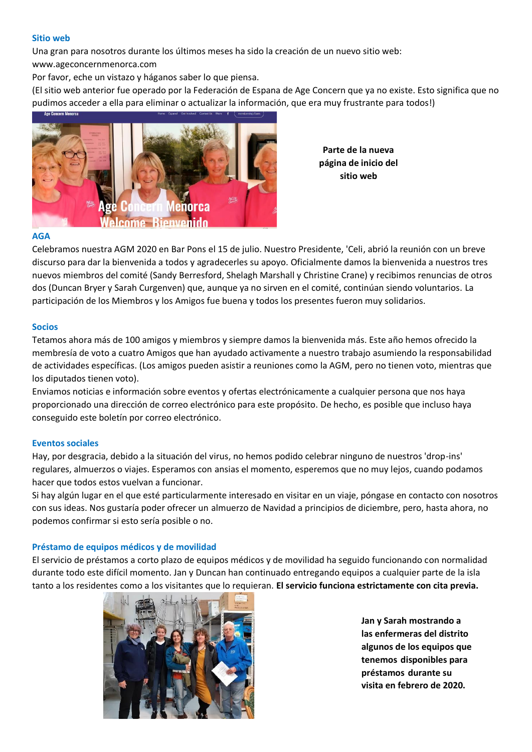### Sitio web

Una gran para nosotros durante los últimos meses ha sido la creación de un nuevo sitio web: www.ageconcernmenorca.com

Por favor, eche un vistazo y háganos saber lo que piensa.

(El sitio web anterior fue operado por la Federación de Espana de Age Concern que ya no existe. Esto significa que no pudimos acceder a ella para eliminar o actualizar la información, que era muy frustrante para todos!)

**Parte de la nueva página de inicio del sitio web**

### AGA

Celebramos nuestra AGM 2020 en Bar Pons el 15 de julio. Nuestro Presidente, 'Celi, abrió la reunión con un breve discurso para dar la bienvenida a todos y agradecerles su apoyo. Oficialmente damos la bienvenida a nuestros tres nuevos miembros del comité (Sandy Berresford, Shelagh Marshall y Christine Crane) y recibimos renuncias de otros dos (Duncan Bryer y Sarah Curgenven) que, aunque ya no sirven en el comité, continúan siendo voluntarios. La participación de los Miembros y los Amigos fue buena y todos los presentes fueron muy solidarios.

### Socios

Tetamos ahora más de 100 amigos y miembros y siempre damos la bienvenida más. Este año hemos ofrecido la membresía de voto a cuatro Amigos que han ayudado activamente a nuestro trabajo asumiendo la responsabilidad de actividades específicas. (Los amigos pueden asistir a reuniones como la AGM, pero no tienen voto, mientras que los diputados tienen voto).

Enviamos noticias e información sobre eventos y ofertas electrónicamente a cualquier persona que nos haya proporcionado una dirección de correo electrónico para este propósito. De hecho, es posible que incluso haya conseguido este boletín por correo electrónico.

### Eventos sociales

Hay, por desgracia, debido a la situación del virus, no hemos podido celebrar ninguno de nuestros 'drop-ins' regulares, almuerzos o viajes. Esperamos con ansias el momento, esperemos que no muy lejos, cuando podamos hacer que todos estos vuelvan a funcionar.

Si hay algún lugar en el que esté particularmente interesado en visitar en un viaje, póngase en contacto con nosotros con sus ideas. Nos gustaría poder ofrecer un almuerzo de Navidad a principios de diciembre, pero, hasta ahora, no podemos confirmar si esto sería posible o no.

### Préstamo de equipos médicos y de movilidad

El servicio de préstamos a corto plazo de equipos médicos y de movilidad ha seguido funcionando con normalidad durante todo este difícil momento. Jan y Duncan han continuado entregando equipos a cualquier parte de la isla tanto a los residentes como a los visitantes que lo requieran. **El servicio funciona estrictamente con cita previa.**

**Jan y Sarah mostrando a las enfermeras del distrito algunos de los equipos que tenemos disponibles para préstamos durante su visita en febrero de 2020.**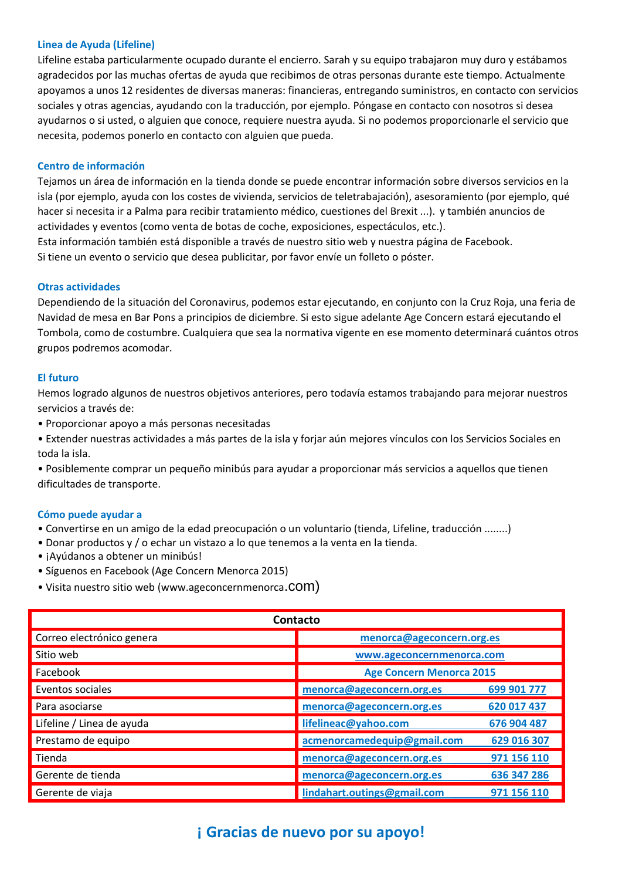### Linea de Ayuda (Lifeline)

Lifeline estaba particularmente ocupado durante el encierro. Sarah y su equipo trabajaron muy duro y estábamos agradecidos por las muchas ofertas de ayuda que recibimos de otras personas durante este tiempo. Actualmente apoyamos a unos 12 residentes de diversas maneras: financieras, entregando suministros, en contacto con servicios sociales y otras agencias, ayudando con la traducción, por ejemplo. Póngase en contacto con nosotros si desea ayudarnos o si usted, o alguien que conoce, requiere nuestra ayuda. Si no podemos proporcionarle el servicio que necesita, podemos ponerlo en contacto con alguien que pueda.

### Centro de información

Tejamos un área de información en la tienda donde se puede encontrar información sobre diversos servicios en la isla (por ejemplo, ayuda con los costes de vivienda, servicios de teletrabajación), asesoramiento (por ejemplo, qué hacer si necesita ir a Palma para recibir tratamiento médico, cuestiones del Brexit ...). y también anuncios de actividades y eventos (como venta de botas de coche, exposiciones, espectáculos, etc.).
Esta información también está disponible a través de nuestro sitio web y nuestra página de Facebook.
Si tiene un evento o servicio que desea publicitar, por favor envíe un folleto o póster.

### Otras actividades

Dependiendo de la situación del Coronavirus, podemos estar ejecutando, en conjunto con la Cruz Roja, una feria de Navidad de mesa en Bar Pons a principios de diciembre. Si esto sigue adelante Age Concern estará ejecutando el Tombola, como de costumbre. Cualquiera que sea la normativa vigente en ese momento determinará cuántos otros grupos podremos acomodar.

### El futuro

Hemos logrado algunos de nuestros objetivos anteriores, pero todavía estamos trabajando para mejorar nuestros servicios a través de:

- Proporcionar apoyo a más personas necesitadas
- Extender nuestras actividades a más partes de la isla y forjar aún mejores vínculos con los Servicios Sociales en toda la isla.
- Posiblemente comprar un pequeño minibús para ayudar a proporcionar más servicios a aquellos que tienen dificultades de transporte.

### Cómo puede ayudar a

- Convertirse en un amigo de la edad preocupación o un voluntario (tienda, Lifeline, traducción ........)
- Donar productos y / o echar un vistazo a lo que tenemos a la venta en la tienda.
- ¡Ayúdanos a obtener un minibús!
- Síguenos en Facebook (Age Concern Menorca 2015)
- Visita nuestro sitio web (www.ageconcernmenorca.com)

| Contacto | | |
|---|---|---|
| Correo electrónico genera | menorca@ageconcern.org.es | |
| Sitio web | www.ageconcernmenorca.com | |
| Facebook | Age Concern Menorca 2015 | |
| Eventos sociales | menorca@ageconcern.org.es | 699 901 777 |
| Para asociarse | menorca@ageconcern.org.es | 620 017 437 |
| Lifeline / Linea de ayuda | lifelineac@yahoo.com | 676 904 487 |
| Prestamo de equipo | acmenorcamedequip@gmail.com | 629 016 307 |
| Tienda | menorca@ageconcern.org.es | 971 156 110 |
| Gerente de tienda | menorca@ageconcern.org.es | 636 347 286 |
| Gerente de viaja | lindahart.outings@gmail.com | 971 156 110 |

## ¡ Gracias de nuevo por su apoyo!